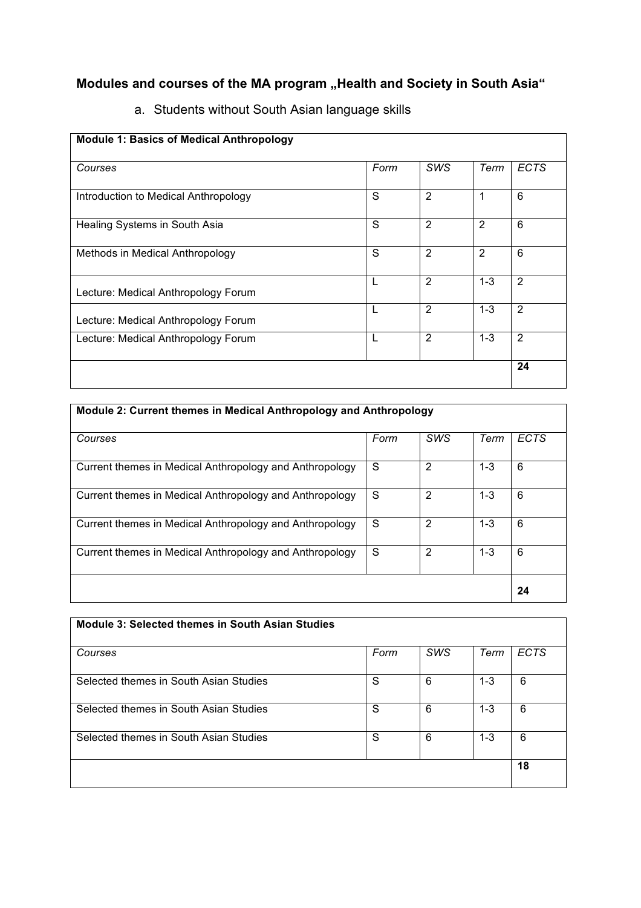## Modules and courses of the MA program „Health and Society in South Asia“

a. Students without South Asian language skills

| **Module 1: Basics of Medical Anthropology** | | | | |
|---|---|---|---|---|
| *Courses* | *Form* | *SWS* | *Term* | *ECTS* |
| Introduction to Medical Anthropology | S | 2 | 1 | 6 |
| Healing Systems in South Asia | S | 2 | 2 | 6 |
| Methods in Medical Anthropology | S | 2 | 2 | 6 |
| Lecture: Medical Anthropology Forum | L | 2 | 1-3 | 2 |
| Lecture: Medical Anthropology Forum | L | 2 | 1-3 | 2 |
| Lecture: Medical Anthropology Forum | L | 2 | 1-3 | 2 |
| | | | | **24** |

| **Module 2: Current themes in Medical Anthropology and Anthropology** | | | | |
|---|---|---|---|---|
| *Courses* | *Form* | *SWS* | *Term* | *ECTS* |
| Current themes in Medical Anthropology and Anthropology | S | 2 | 1-3 | 6 |
| Current themes in Medical Anthropology and Anthropology | S | 2 | 1-3 | 6 |
| Current themes in Medical Anthropology and Anthropology | S | 2 | 1-3 | 6 |
| Current themes in Medical Anthropology and Anthropology | S | 2 | 1-3 | 6 |
| | | | | **24** |

| **Module 3: Selected themes in South Asian Studies** | | | | |
|---|---|---|---|---|
| *Courses* | *Form* | *SWS* | *Term* | *ECTS* |
| Selected themes in South Asian Studies | S | 6 | 1-3 | 6 |
| Selected themes in South Asian Studies | S | 6 | 1-3 | 6 |
| Selected themes in South Asian Studies | S | 6 | 1-3 | 6 |
| | | | | **18** |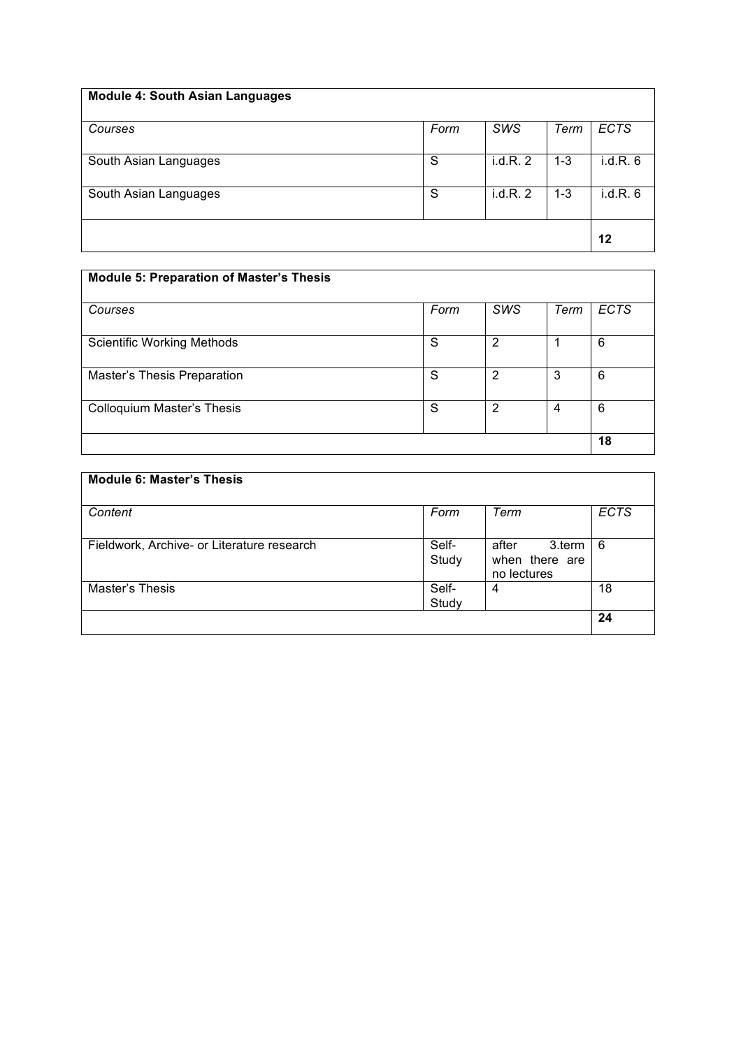| **Module 4: South Asian Languages** | | | | |
|---|---|---|---|---|
| *Courses* | *Form* | *SWS* | *Term* | *ECTS* |
| South Asian Languages | S | i.d.R. 2 | 1-3 | i.d.R. 6 |
| South Asian Languages | S | i.d.R. 2 | 1-3 | i.d.R. 6 |
| | | | | **12** |

| **Module 5: Preparation of Master's Thesis** | | | | |
|---|---|---|---|---|
| *Courses* | *Form* | *SWS* | *Term* | *ECTS* |
| Scientific Working Methods | S | 2 | 1 | 6 |
| Master's Thesis Preparation | S | 2 | 3 | 6 |
| Colloquium Master's Thesis | S | 2 | 4 | 6 |
| | | | | **18** |

| **Module 6: Master's Thesis** | | | |
|---|---|---|---|
| *Content* | *Form* | *Term* | *ECTS* |
| Fieldwork, Archive- or Literature research | Self-Study | after 3.term when there are no lectures | 6 |
| Master's Thesis | Self-Study | 4 | 18 |
| | | | **24** |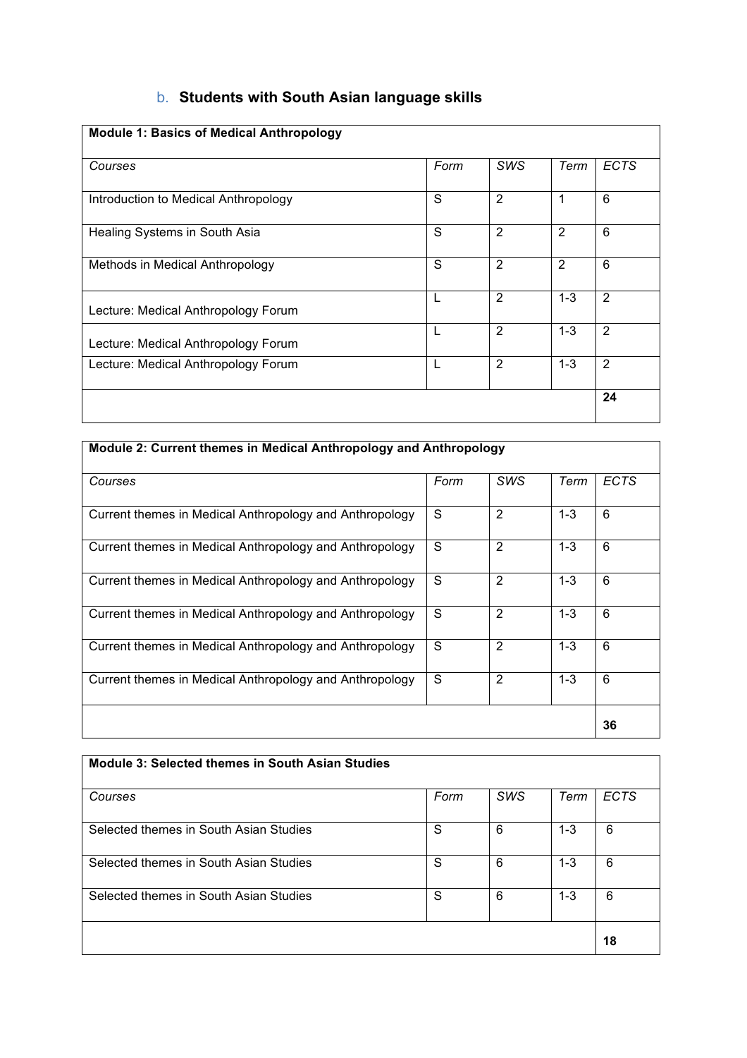### b. Students with South Asian language skills

| Module 1: Basics of Medical Anthropology | | | | |
|---|---|---|---|---|
| *Courses* | *Form* | *SWS* | *Term* | *ECTS* |
| Introduction to Medical Anthropology | S | 2 | 1 | 6 |
| Healing Systems in South Asia | S | 2 | 2 | 6 |
| Methods in Medical Anthropology | S | 2 | 2 | 6 |
| Lecture: Medical Anthropology Forum | L | 2 | 1-3 | 2 |
| Lecture: Medical Anthropology Forum | L | 2 | 1-3 | 2 |
| Lecture: Medical Anthropology Forum | L | 2 | 1-3 | 2 |
| | | | | **24** |

| Module 2: Current themes in Medical Anthropology and Anthropology | | | | |
|---|---|---|---|---|
| *Courses* | *Form* | *SWS* | *Term* | *ECTS* |
| Current themes in Medical Anthropology and Anthropology | S | 2 | 1-3 | 6 |
| Current themes in Medical Anthropology and Anthropology | S | 2 | 1-3 | 6 |
| Current themes in Medical Anthropology and Anthropology | S | 2 | 1-3 | 6 |
| Current themes in Medical Anthropology and Anthropology | S | 2 | 1-3 | 6 |
| Current themes in Medical Anthropology and Anthropology | S | 2 | 1-3 | 6 |
| Current themes in Medical Anthropology and Anthropology | S | 2 | 1-3 | 6 |
| | | | | **36** |

| Module 3: Selected themes in South Asian Studies | | | | |
|---|---|---|---|---|
| *Courses* | *Form* | *SWS* | *Term* | *ECTS* |
| Selected themes in South Asian Studies | S | 6 | 1-3 | 6 |
| Selected themes in South Asian Studies | S | 6 | 1-3 | 6 |
| Selected themes in South Asian Studies | S | 6 | 1-3 | 6 |
| | | | | **18** |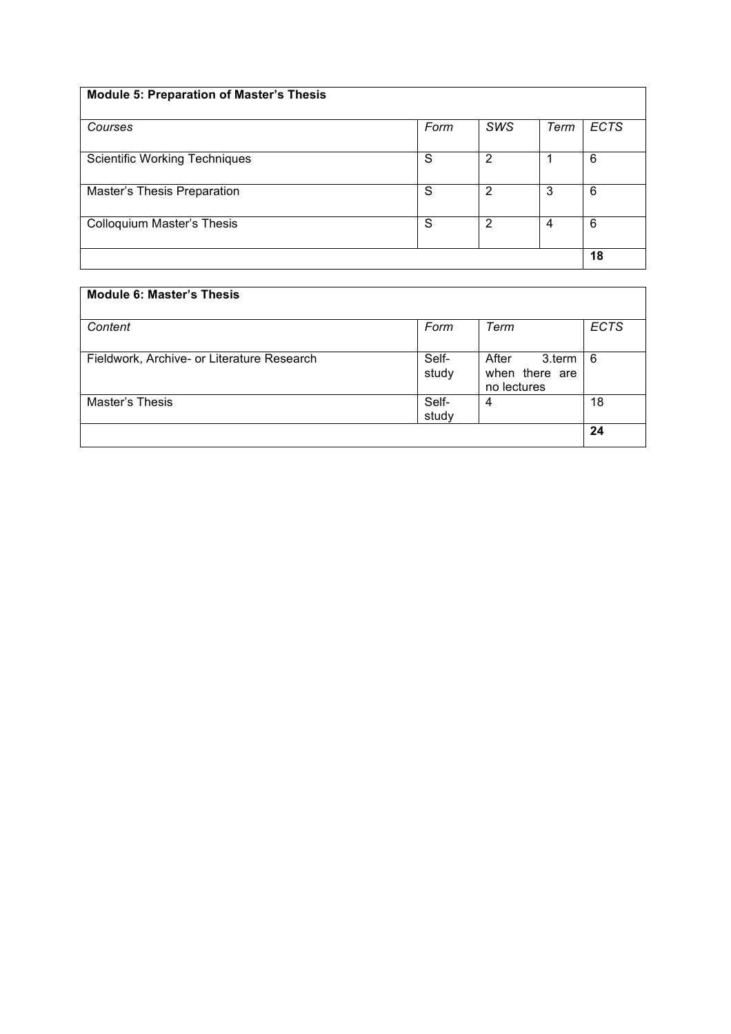| **Module 5: Preparation of Master's Thesis** | | | | |
|---|---|---|---|---|
| *Courses* | *Form* | *SWS* | *Term* | *ECTS* |
| Scientific Working Techniques | S | 2 | 1 | 6 |
| Master's Thesis Preparation | S | 2 | 3 | 6 |
| Colloquium Master's Thesis | S | 2 | 4 | 6 |
| | | | | **18** |

| **Module 6: Master's Thesis** | | | |
|---|---|---|---|
| *Content* | *Form* | *Term* | *ECTS* |
| Fieldwork, Archive- or Literature Research | Self-study | After 3.term when there are no lectures | 6 |
| Master's Thesis | Self-study | 4 | 18 |
| | | | **24** |